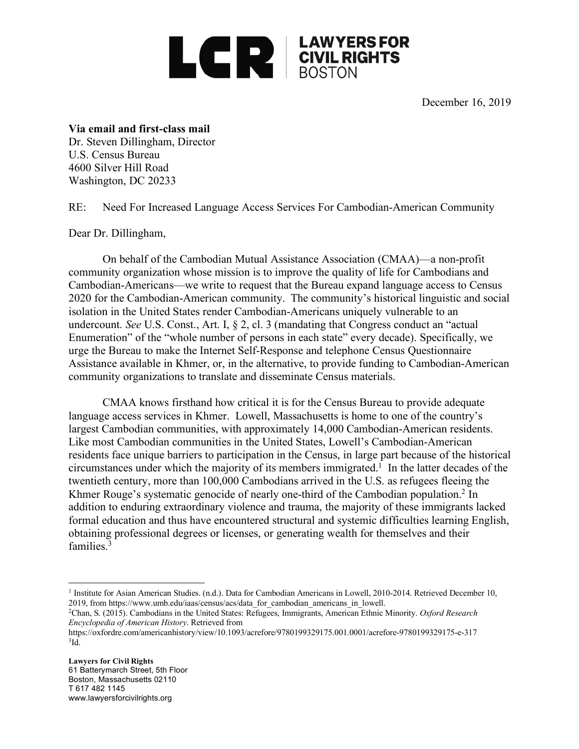**LCR | LAWYERS FOR CIVIL RIGHTS BOSTON**

December 16, 2019

**Via email and first-class mail**
Dr. Steven Dillingham, Director
U.S. Census Bureau
4600 Silver Hill Road
Washington, DC 20233

RE: Need For Increased Language Access Services For Cambodian-American Community

Dear Dr. Dillingham,

On behalf of the Cambodian Mutual Assistance Association (CMAA)—a non-profit community organization whose mission is to improve the quality of life for Cambodians and Cambodian-Americans—we write to request that the Bureau expand language access to Census 2020 for the Cambodian-American community. The community's historical linguistic and social isolation in the United States render Cambodian-Americans uniquely vulnerable to an undercount. *See* U.S. Const., Art. I, § 2, cl. 3 (mandating that Congress conduct an "actual Enumeration" of the "whole number of persons in each state" every decade). Specifically, we urge the Bureau to make the Internet Self-Response and telephone Census Questionnaire Assistance available in Khmer, or, in the alternative, to provide funding to Cambodian-American community organizations to translate and disseminate Census materials.

CMAA knows firsthand how critical it is for the Census Bureau to provide adequate language access services in Khmer. Lowell, Massachusetts is home to one of the country's largest Cambodian communities, with approximately 14,000 Cambodian-American residents. Like most Cambodian communities in the United States, Lowell's Cambodian-American residents face unique barriers to participation in the Census, in large part because of the historical circumstances under which the majority of its members immigrated.[1] In the latter decades of the twentieth century, more than 100,000 Cambodians arrived in the U.S. as refugees fleeing the Khmer Rouge's systematic genocide of nearly one-third of the Cambodian population.[2] In addition to enduring extraordinary violence and trauma, the majority of these immigrants lacked formal education and thus have encountered structural and systemic difficulties learning English, obtaining professional degrees or licenses, or generating wealth for themselves and their families.[3]

---

[1] Institute for Asian American Studies. (n.d.). Data for Cambodian Americans in Lowell, 2010-2014. Retrieved December 10, 2019, from https://www.umb.edu/iaas/census/acs/data_for_cambodian_americans_in_lowell.

[2] Chan, S. (2015). Cambodians in the United States: Refugees, Immigrants, American Ethnic Minority. *Oxford Research Encyclopedia of American History*. Retrieved from https://oxfordre.com/americanhistory/view/10.1093/acrefore/9780199329175.001.0001/acrefore-9780199329175-e-317

[3] Id.

**Lawyers for Civil Rights**
61 Batterymarch Street, 5th Floor
Boston, Massachusetts 02110
T 617 482 1145
www.lawyersforcivilrights.org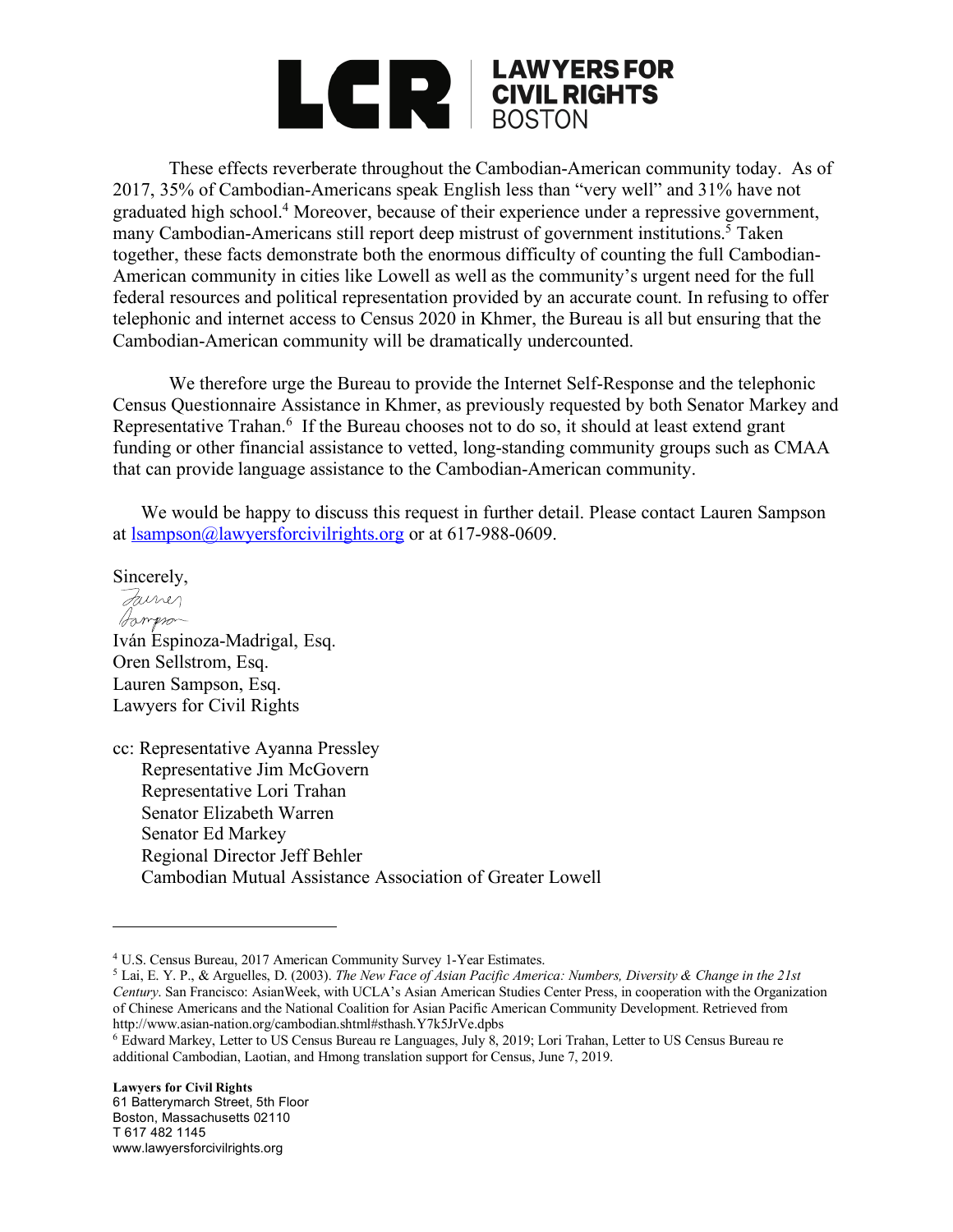These effects reverberate throughout the Cambodian-American community today. As of 2017, 35% of Cambodian-Americans speak English less than "very well" and 31% have not graduated high school.[4] Moreover, because of their experience under a repressive government, many Cambodian-Americans still report deep mistrust of government institutions.[5] Taken together, these facts demonstrate both the enormous difficulty of counting the full Cambodian-American community in cities like Lowell as well as the community's urgent need for the full federal resources and political representation provided by an accurate count. In refusing to offer telephonic and internet access to Census 2020 in Khmer, the Bureau is all but ensuring that the Cambodian-American community will be dramatically undercounted.

We therefore urge the Bureau to provide the Internet Self-Response and the telephonic Census Questionnaire Assistance in Khmer, as previously requested by both Senator Markey and Representative Trahan.[6] If the Bureau chooses not to do so, it should at least extend grant funding or other financial assistance to vetted, long-standing community groups such as CMAA that can provide language assistance to the Cambodian-American community.

We would be happy to discuss this request in further detail. Please contact Lauren Sampson at lsampson@lawyersforcivilrights.org or at 617-988-0609.

Sincerely,

Iván Espinoza-Madrigal, Esq.
Oren Sellstrom, Esq.
Lauren Sampson, Esq.
Lawyers for Civil Rights

cc: Representative Ayanna Pressley
Representative Jim McGovern
Representative Lori Trahan
Senator Elizabeth Warren
Senator Ed Markey
Regional Director Jeff Behler
Cambodian Mutual Assistance Association of Greater Lowell

---

[4] U.S. Census Bureau, 2017 American Community Survey 1-Year Estimates.

[5] Lai, E. Y. P., & Arguelles, D. (2003). *The New Face of Asian Pacific America: Numbers, Diversity & Change in the 21st Century*. San Francisco: AsianWeek, with UCLA's Asian American Studies Center Press, in cooperation with the Organization of Chinese Americans and the National Coalition for Asian Pacific American Community Development. Retrieved from http://www.asian-nation.org/cambodian.shtml#sthash.Y7k5JrVe.dpbs

[6] Edward Markey, Letter to US Census Bureau re Languages, July 8, 2019; Lori Trahan, Letter to US Census Bureau re additional Cambodian, Laotian, and Hmong translation support for Census, June 7, 2019.

**Lawyers for Civil Rights**
61 Batterymarch Street, 5th Floor
Boston, Massachusetts 02110
T 617 482 1145
www.lawyersforcivilrights.org